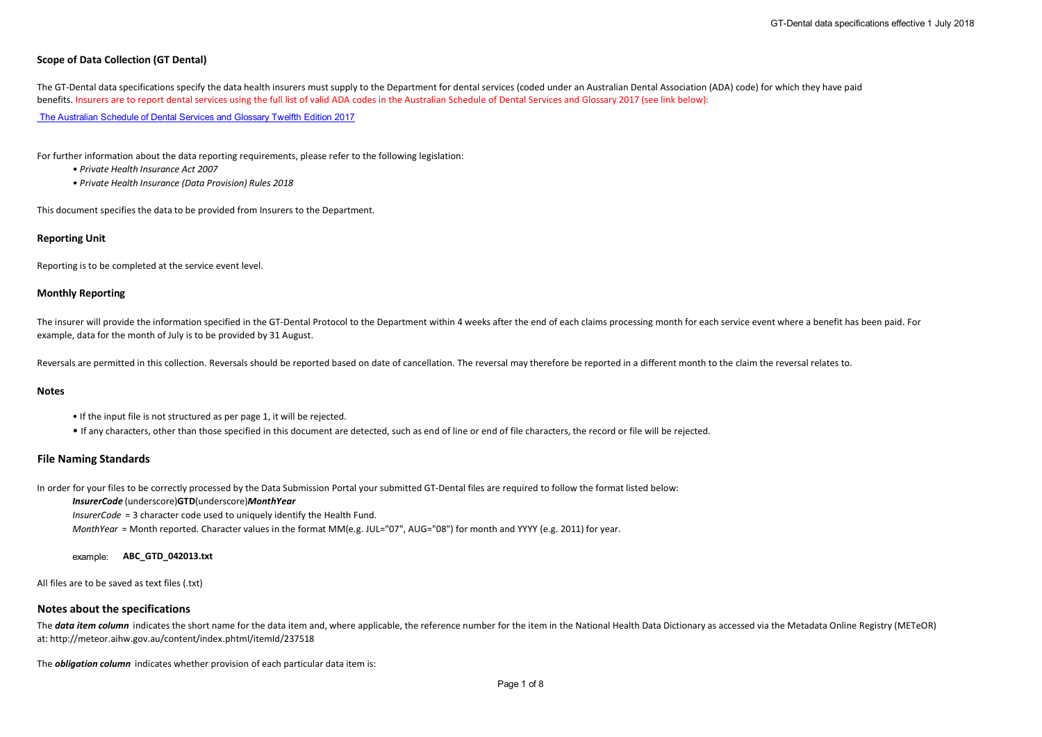### Scope of Data Collection (GT Dental)

The GT-Dental data specifications specify the data health insurers must supply to the Department for dental services (coded under an Australian Dental Association (ADA) code) for which they have paid benefits. Insurers are to report dental services using the full list of valid ADA codes in the Australian Schedule of Dental Services and Glossary 2017 (see link below):

[The Australian Schedule of Dental Services and Glossary Twelfth Edition 2017]

For further information about the data reporting requirements, please refer to the following legislation:

- *Private Health Insurance Act 2007*
- *Private Health Insurance (Data Provision) Rules 2018*

This document specifies the data to be provided from Insurers to the Department.

### Reporting Unit

Reporting is to be completed at the service event level.

### Monthly Reporting

The insurer will provide the information specified in the GT-Dental Protocol to the Department within 4 weeks after the end of each claims processing month for each service event where a benefit has been paid. For example, data for the month of July is to be provided by 31 August.

Reversals are permitted in this collection. Reversals should be reported based on date of cancellation. The reversal may therefore be reported in a different month to the claim the reversal relates to.

### Notes

- If the input file is not structured as per page 1, it will be rejected.
- If any characters, other than those specified in this document are detected, such as end of line or end of file characters, the record or file will be rejected.

## File Naming Standards

In order for your files to be correctly processed by the Data Submission Portal your submitted GT-Dental files are required to follow the format listed below:

***InsurerCode*** (underscore)**GTD**(underscore)***MonthYear***

*InsurerCode* = 3 character code used to uniquely identify the Health Fund.

*MonthYear* = Month reported. Character values in the format MM(e.g. JUL="07", AUG="08") for month and YYYY (e.g. 2011) for year.

example: **ABC_GTD_042013.txt**

All files are to be saved as text files (.txt)

## Notes about the specifications

The ***data item column*** indicates the short name for the data item and, where applicable, the reference number for the item in the National Health Data Dictionary as accessed via the Metadata Online Registry (METeOR) at: http://meteor.aihw.gov.au/content/index.phtml/itemId/237518

The ***obligation column*** indicates whether provision of each particular data item is: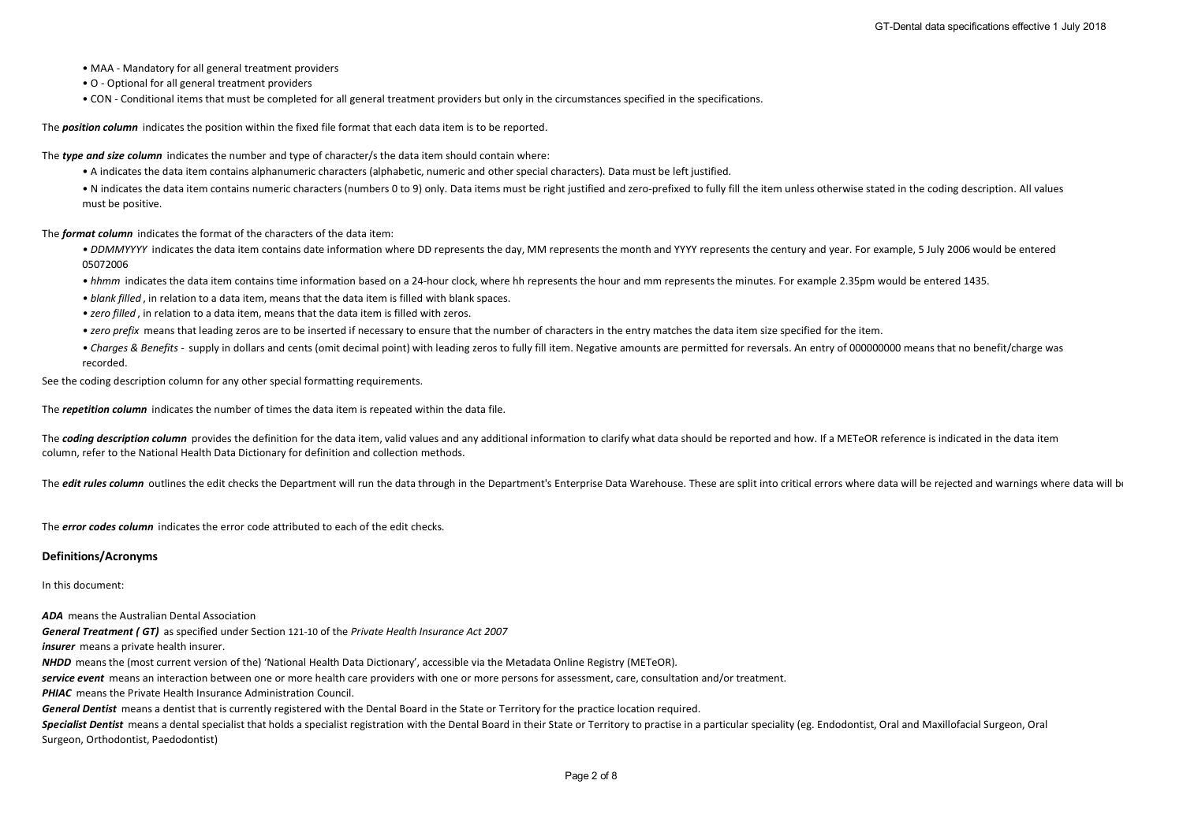- MAA - Mandatory for all general treatment providers
- O - Optional for all general treatment providers
- CON - Conditional items that must be completed for all general treatment providers but only in the circumstances specified in the specifications.

The ***position column*** indicates the position within the fixed file format that each data item is to be reported.

The ***type and size column*** indicates the number and type of character/s the data item should contain where:

- A indicates the data item contains alphanumeric characters (alphabetic, numeric and other special characters). Data must be left justified.
- N indicates the data item contains numeric characters (numbers 0 to 9) only. Data items must be right justified and zero-prefixed to fully fill the item unless otherwise stated in the coding description. All values must be positive.

The ***format column*** indicates the format of the characters of the data item:

- *DDMMYYYY* indicates the data item contains date information where DD represents the day, MM represents the month and YYYY represents the century and year. For example, 5 July 2006 would be entered 05072006
- *hhmm* indicates the data item contains time information based on a 24-hour clock, where hh represents the hour and mm represents the minutes. For example 2.35pm would be entered 1435.
- *blank filled* , in relation to a data item, means that the data item is filled with blank spaces.
- *zero filled* , in relation to a data item, means that the data item is filled with zeros.
- *zero prefix* means that leading zeros are to be inserted if necessary to ensure that the number of characters in the entry matches the data item size specified for the item.
- *Charges & Benefits* - supply in dollars and cents (omit decimal point) with leading zeros to fully fill item. Negative amounts are permitted for reversals. An entry of 000000000 means that no benefit/charge was recorded.

See the coding description column for any other special formatting requirements.

The ***repetition column*** indicates the number of times the data item is repeated within the data file.

The ***coding description column*** provides the definition for the data item, valid values and any additional information to clarify what data should be reported and how. If a METeOR reference is indicated in the data item column, refer to the National Health Data Dictionary for definition and collection methods.

The ***edit rules column*** outlines the edit checks the Department will run the data through in the Department's Enterprise Data Warehouse. These are split into critical errors where data will be rejected and warnings where data will b

The ***error codes column*** indicates the error code attributed to each of the edit checks.

## Definitions/Acronyms

In this document:

***ADA*** means the Australian Dental Association

***General Treatment ( GT)*** as specified under Section 121-10 of the *Private Health Insurance Act 2007*

***insurer*** means a private health insurer.

***NHDD*** means the (most current version of the) 'National Health Data Dictionary', accessible via the Metadata Online Registry (METeOR).

***service event*** means an interaction between one or more health care providers with one or more persons for assessment, care, consultation and/or treatment.

***PHIAC*** means the Private Health Insurance Administration Council.

***General Dentist*** means a dentist that is currently registered with the Dental Board in the State or Territory for the practice location required.

***Specialist Dentist*** means a dental specialist that holds a specialist registration with the Dental Board in their State or Territory to practise in a particular speciality (eg. Endodontist, Oral and Maxillofacial Surgeon, Oral Surgeon, Orthodontist, Paedodontist)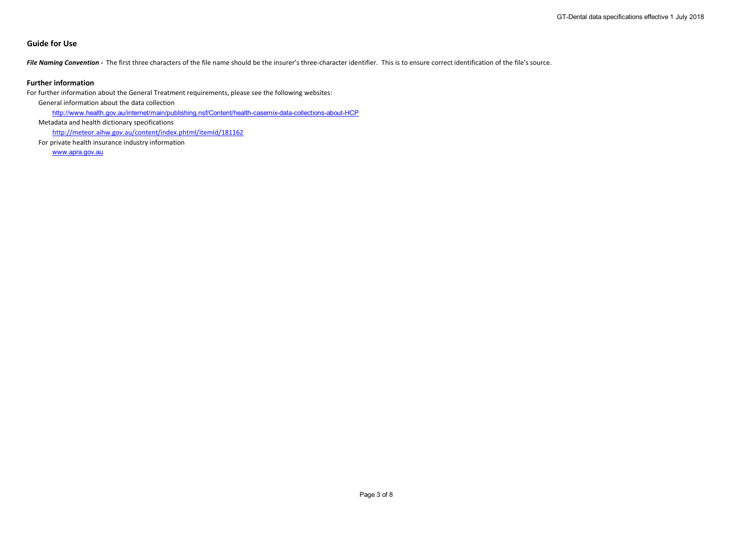## Guide for Use

***File Naming Convention*** - The first three characters of the file name should be the insurer's three-character identifier. This is to ensure correct identification of the file's source.

### Further information

For further information about the General Treatment requirements, please see the following websites:

General information about the data collection

http://www.health.gov.au/internet/main/publishing.nsf/Content/health-casemix-data-collections-about-HCP

Metadata and health dictionary specifications

http://meteor.aihw.gov.au/content/index.phtml/itemId/181162

For private health insurance industry information

www.apra.gov.au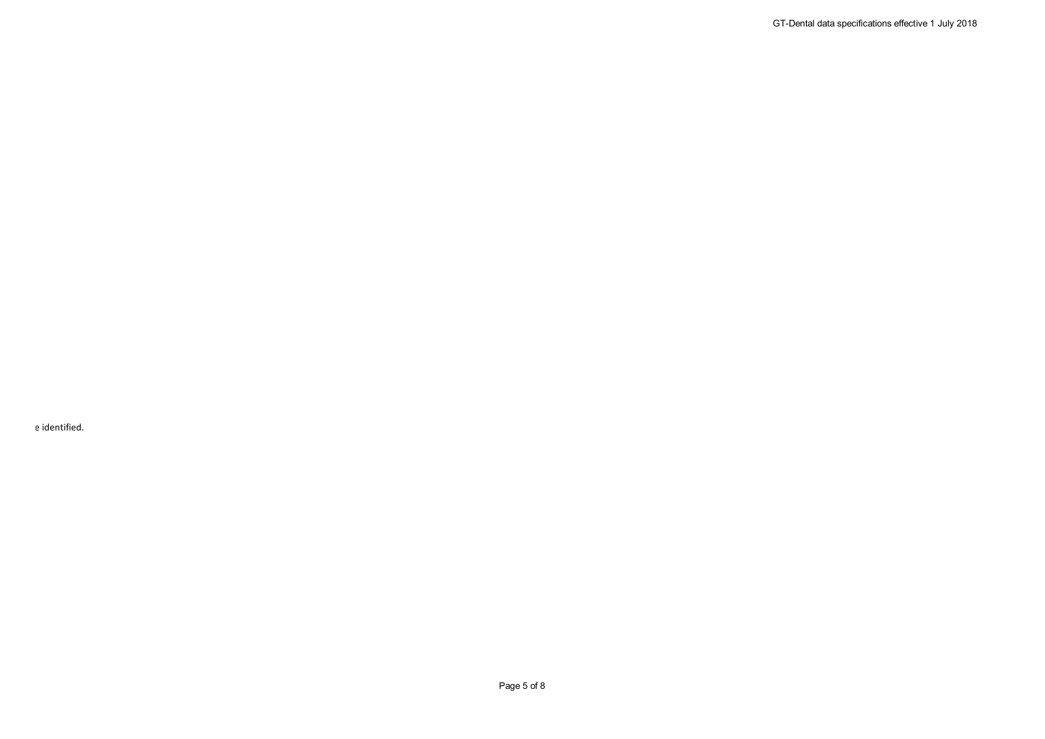e identified.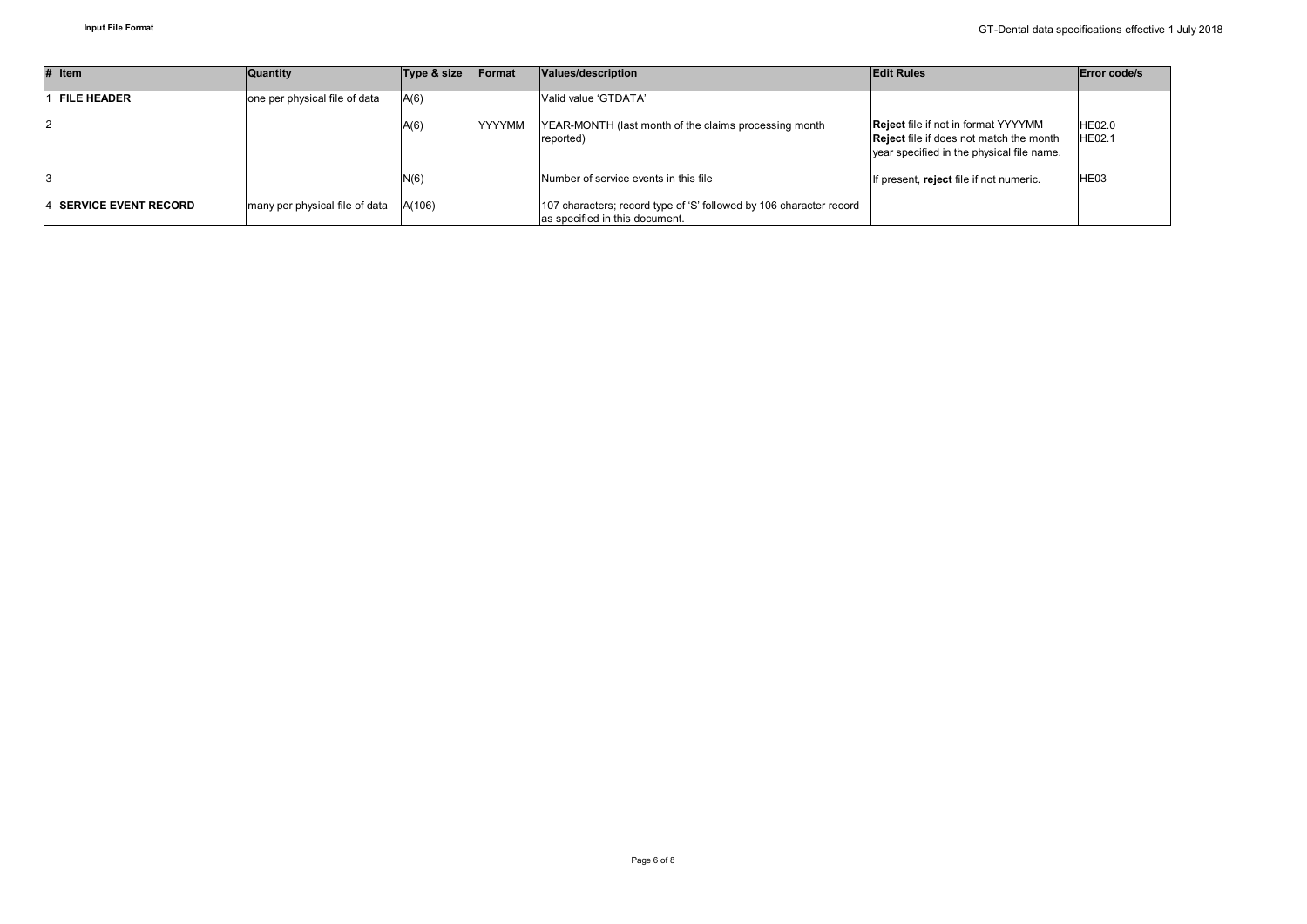| # | Item | Quantity | Type & size | Format | Values/description | Edit Rules | Error code/s |
|---|---|---|---|---|---|---|---|
| 1 | **FILE HEADER** | one per physical file of data | A(6) | | Valid value 'GTDATA' | | |
| 2 | | | A(6) | YYYYMM | YEAR-MONTH (last month of the claims processing month reported) | **Reject** file if not in format YYYYMM<br>**Reject** file if does not match the month year specified in the physical file name. | HE02.0<br>HE02.1 |
| 3 | | | N(6) | | Number of service events in this file | If present, **reject** file if not numeric. | HE03 |
| 4 | **SERVICE EVENT RECORD** | many per physical file of data | A(106) | | 107 characters; record type of 'S' followed by 106 character record as specified in this document. | | |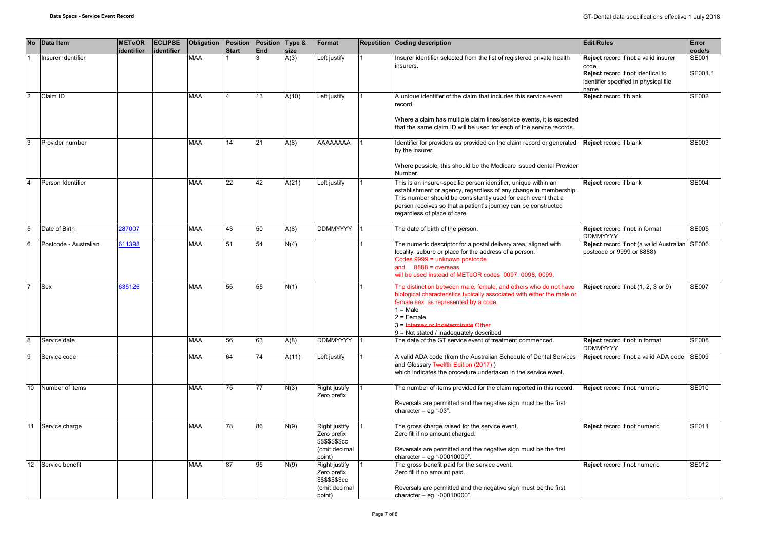| No | Data Item | METeOR identifier | ECLIPSE identifier | Obligation | Position Start | Position End | Type & size | Format | Repetition | Coding description | Edit Rules | Error code/s |
|---|---|---|---|---|---|---|---|---|---|---|---|---|
| 1 | Insurer Identifier | | | MAA | 1 | 3 | A(3) | Left justify | 1 | Insurer identifier selected from the list of registered private health insurers. | **Reject** record if not a valid insurer code<br>**Reject** record if not identical to identifier specified in physical file name | SE001<br>SE001.1 |
| 2 | Claim ID | | | MAA | 4 | 13 | A(10) | Left justify | 1 | A unique identifier of the claim that includes this service event record.<br><br>Where a claim has multiple claim lines/service events, it is expected that the same claim ID will be used for each of the service records. | **Reject** record if blank | SE002 |
| 3 | Provider number | | | MAA | 14 | 21 | A(8) | AAAAAAAA | 1 | Identifier for providers as provided on the claim record or generated by the insurer.<br><br>Where possible, this should be the Medicare issued dental Provider Number. | **Reject** record if blank | SE003 |
| 4 | Person Identifier | | | MAA | 22 | 42 | A(21) | Left justify | 1 | This is an insurer-specific person identifier, unique within an establishment or agency, regardless of any change in membership. This number should be consistently used for each event that a person receives so that a patient's journey can be constructed regardless of place of care. | **Reject** record if blank | SE004 |
| 5 | Date of Birth | 287007 | | MAA | 43 | 50 | A(8) | DDMMYYYY | 1 | The date of birth of the person. | **Reject** record if not in format DDMMYYYY | SE005 |
| 6 | Postcode - Australian | 611398 | | MAA | 51 | 54 | N(4) | | 1 | The numeric descriptor for a postal delivery area, aligned with locality, suburb or place for the address of a person.<br>Codes 9999 = unknown postcode<br>and 8888 = overseas<br>will be used instead of METeOR codes 0097, 0098, 0099. | **Reject** record if not (a valid Australian postcode or 9999 or 8888) | SE006 |
| 7 | Sex | 635126 | | MAA | 55 | 55 | N(1) | | 1 | The distinction between male, female, and others who do not have biological characteristics typically associated with either the male or female sex, as represented by a code.<br>1 = Male<br>2 = Female<br>3 = ~~Intersex or Indeterminate~~ Other<br>9 = Not stated / inadequately described | **Reject** record if not (1, 2, 3 or 9) | SE007 |
| 8 | Service date | | | MAA | 56 | 63 | A(8) | DDMMYYYY | 1 | The date of the GT service event of treatment commenced. | **Reject** record if not in format DDMMYYYY | SE008 |
| 9 | Service code | | | MAA | 64 | 74 | A(11) | Left justify | 1 | A valid ADA code (from the Australian Schedule of Dental Services and Glossary Twelfth Edition (2017) )<br>which indicates the procedure undertaken in the service event. | **Reject** record if not a valid ADA code | SE009 |
| 10 | Number of items | | | MAA | 75 | 77 | N(3) | Right justify<br>Zero prefix | 1 | The number of items provided for the claim reported in this record.<br><br>Reversals are permitted and the negative sign must be the first character – eg "-03". | **Reject** record if not numeric | SE010 |
| 11 | Service charge | | | MAA | 78 | 86 | N(9) | Right justify<br>Zero prefix<br>$$$$$$$cc<br>(omit decimal point) | 1 | The gross charge raised for the service event.<br>Zero fill if no amount charged.<br><br>Reversals are permitted and the negative sign must be the first character – eg "-00010000". | **Reject** record if not numeric | SE011 |
| 12 | Service benefit | | | MAA | 87 | 95 | N(9) | Right justify<br>Zero prefix<br>$$$$$$$cc<br>(omit decimal point) | 1 | The gross benefit paid for the service event.<br>Zero fill if no amount paid.<br><br>Reversals are permitted and the negative sign must be the first character – eg "-00010000". | **Reject** record if not numeric | SE012 |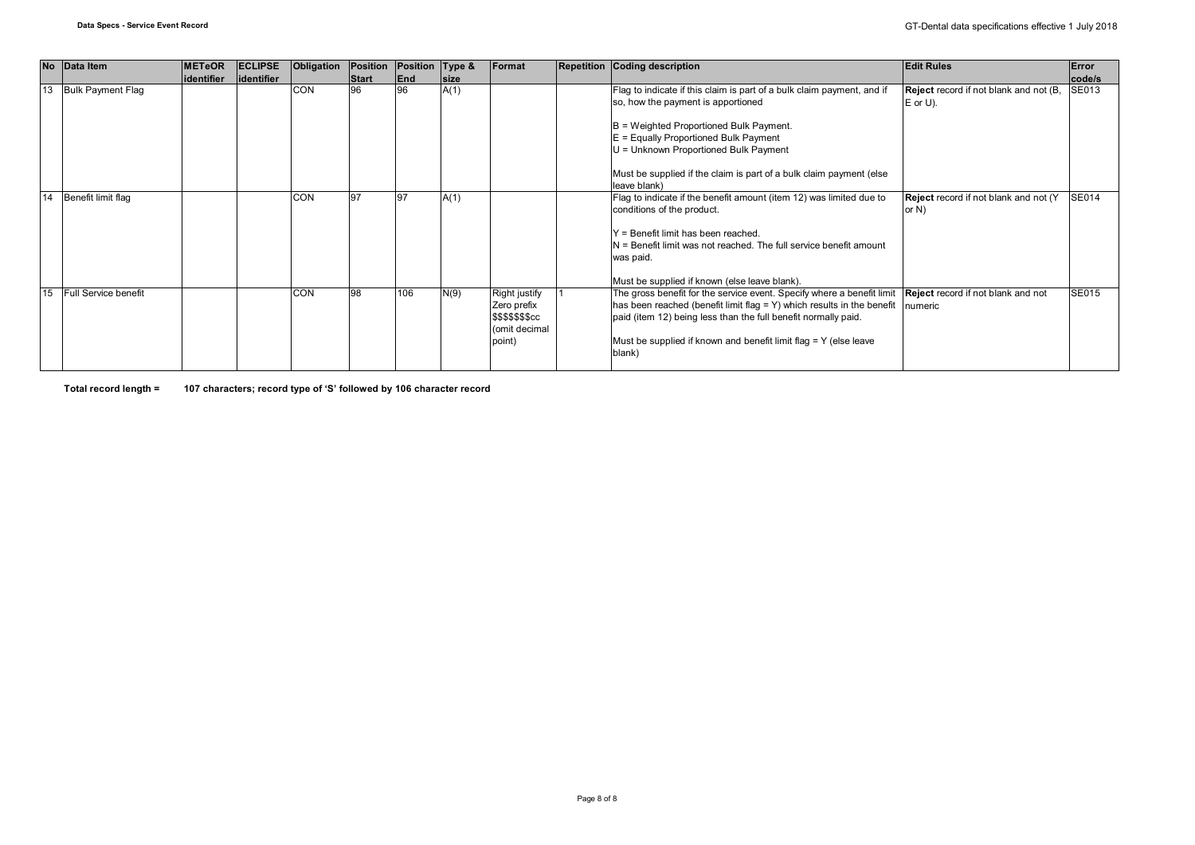| No | Data Item | METeOR identifier | ECLIPSE identifier | Obligation | Position Start | Position End | Type & size | Format | Repetition | Coding description | Edit Rules | Error code/s |
|---|---|---|---|---|---|---|---|---|---|---|---|---|
| 13 | Bulk Payment Flag | | | CON | 96 | 96 | A(1) | | | Flag to indicate if this claim is part of a bulk claim payment, and if so, how the payment is apportioned<br><br>B = Weighted Proportioned Bulk Payment.<br>E = Equally Proportioned Bulk Payment<br>U = Unknown Proportioned Bulk Payment<br><br>Must be supplied if the claim is part of a bulk claim payment (else leave blank) | **Reject** record if not blank and not (B, E or U). | SE013 |
| 14 | Benefit limit flag | | | CON | 97 | 97 | A(1) | | | Flag to indicate if the benefit amount (item 12) was limited due to conditions of the product.<br><br>Y = Benefit limit has been reached.<br>N = Benefit limit was not reached. The full service benefit amount was paid.<br><br>Must be supplied if known (else leave blank). | **Reject** record if not blank and not (Y or N) | SE014 |
| 15 | Full Service benefit | | | CON | 98 | 106 | N(9) | Right justify Zero prefix $$$$$$$cc (omit decimal point) | 1 | The gross benefit for the service event. Specify where a benefit limit has been reached (benefit limit flag = Y) which results in the benefit paid (item 12) being less than the full benefit normally paid.<br><br>Must be supplied if known and benefit limit flag = Y (else leave blank) | **Reject** record if not blank and not numeric | SE015 |

**Total record length = 107 characters; record type of 'S' followed by 106 character record**